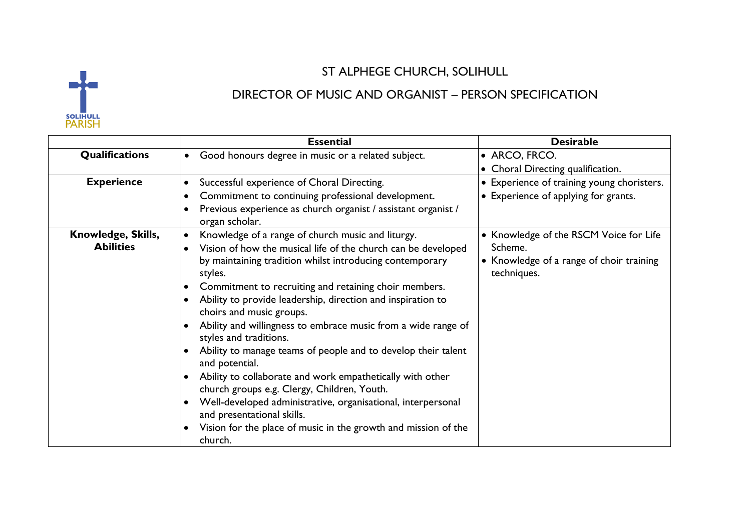# ST ALPHEGE CHURCH, SOLIHULL

## DIRECTOR OF MUSIC AND ORGANIST – PERSON SPECIFICATION

| | **Essential** | **Desirable** |
|---|---|---|
| **Qualifications** | • Good honours degree in music or a related subject. | • ARCO, FRCO.<br>• Choral Directing qualification. |
| **Experience** | • Successful experience of Choral Directing.<br>• Commitment to continuing professional development.<br>• Previous experience as church organist / assistant organist / organ scholar. | • Experience of training young choristers.<br>• Experience of applying for grants. |
| **Knowledge, Skills, Abilities** | • Knowledge of a range of church music and liturgy.<br>• Vision of how the musical life of the church can be developed by maintaining tradition whilst introducing contemporary styles.<br>• Commitment to recruiting and retaining choir members.<br>• Ability to provide leadership, direction and inspiration to choirs and music groups.<br>• Ability and willingness to embrace music from a wide range of styles and traditions.<br>• Ability to manage teams of people and to develop their talent and potential.<br>• Ability to collaborate and work empathetically with other church groups e.g. Clergy, Children, Youth.<br>• Well-developed administrative, organisational, interpersonal and presentational skills.<br>• Vision for the place of music in the growth and mission of the church. | • Knowledge of the RSCM Voice for Life Scheme.<br>• Knowledge of a range of choir training techniques. |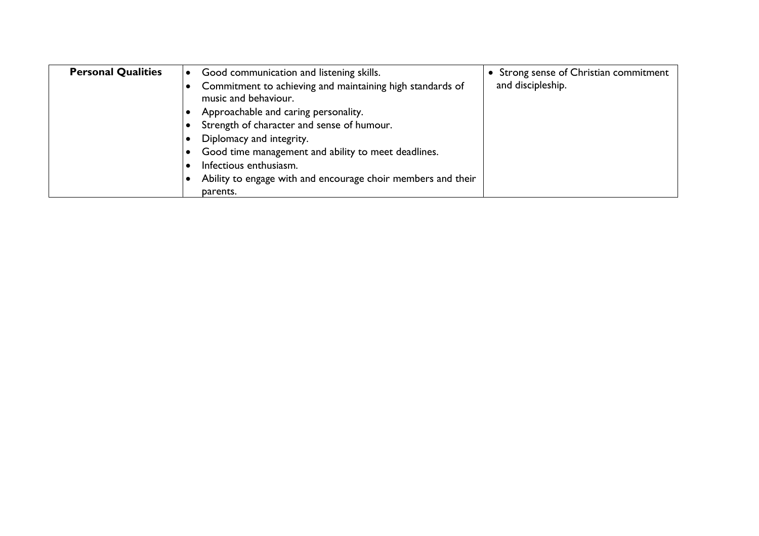| | | |
|---|---|---|
| **Personal Qualities** | • Good communication and listening skills.<br>• Commitment to achieving and maintaining high standards of music and behaviour.<br>• Approachable and caring personality.<br>• Strength of character and sense of humour.<br>• Diplomacy and integrity.<br>• Good time management and ability to meet deadlines.<br>• Infectious enthusiasm.<br>• Ability to engage with and encourage choir members and their parents. | • Strong sense of Christian commitment and discipleship. |